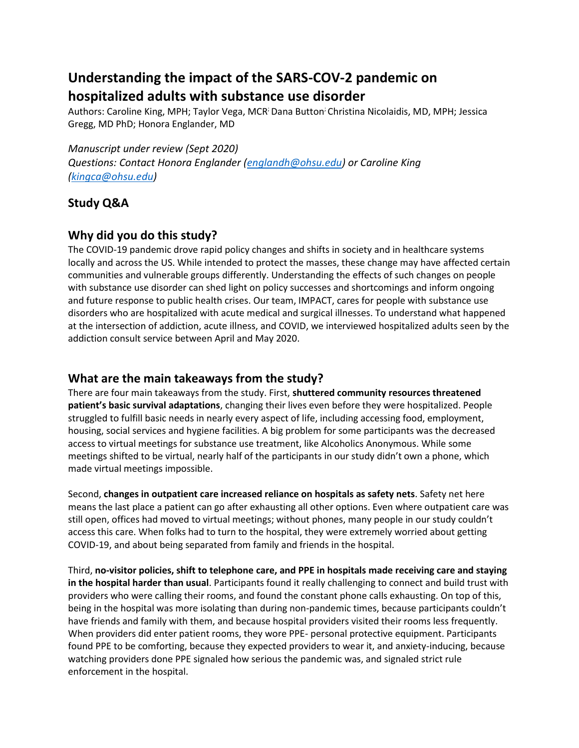# Understanding the impact of the SARS-COV-2 pandemic on hospitalized adults with substance use disorder

Authors: Caroline King, MPH; Taylor Vega, MCR; Dana Button; Christina Nicolaidis, MD, MPH; Jessica Gregg, MD PhD; Honora Englander, MD

*Manuscript under review (Sept 2020)*
*Questions: Contact Honora Englander (englandh@ohsu.edu) or Caroline King (kingca@ohsu.edu)*

## Study Q&A

## Why did you do this study?

The COVID-19 pandemic drove rapid policy changes and shifts in society and in healthcare systems locally and across the US. While intended to protect the masses, these change may have affected certain communities and vulnerable groups differently. Understanding the effects of such changes on people with substance use disorder can shed light on policy successes and shortcomings and inform ongoing and future response to public health crises. Our team, IMPACT, cares for people with substance use disorders who are hospitalized with acute medical and surgical illnesses. To understand what happened at the intersection of addiction, acute illness, and COVID, we interviewed hospitalized adults seen by the addiction consult service between April and May 2020.

## What are the main takeaways from the study?

There are four main takeaways from the study. First, **shuttered community resources threatened patient's basic survival adaptations**, changing their lives even before they were hospitalized. People struggled to fulfill basic needs in nearly every aspect of life, including accessing food, employment, housing, social services and hygiene facilities. A big problem for some participants was the decreased access to virtual meetings for substance use treatment, like Alcoholics Anonymous. While some meetings shifted to be virtual, nearly half of the participants in our study didn't own a phone, which made virtual meetings impossible.

Second, **changes in outpatient care increased reliance on hospitals as safety nets**. Safety net here means the last place a patient can go after exhausting all other options. Even where outpatient care was still open, offices had moved to virtual meetings; without phones, many people in our study couldn't access this care. When folks had to turn to the hospital, they were extremely worried about getting COVID-19, and about being separated from family and friends in the hospital.

Third, **no-visitor policies, shift to telephone care, and PPE in hospitals made receiving care and staying in the hospital harder than usual**. Participants found it really challenging to connect and build trust with providers who were calling their rooms, and found the constant phone calls exhausting. On top of this, being in the hospital was more isolating than during non-pandemic times, because participants couldn't have friends and family with them, and because hospital providers visited their rooms less frequently. When providers did enter patient rooms, they wore PPE- personal protective equipment. Participants found PPE to be comforting, because they expected providers to wear it, and anxiety-inducing, because watching providers done PPE signaled how serious the pandemic was, and signaled strict rule enforcement in the hospital.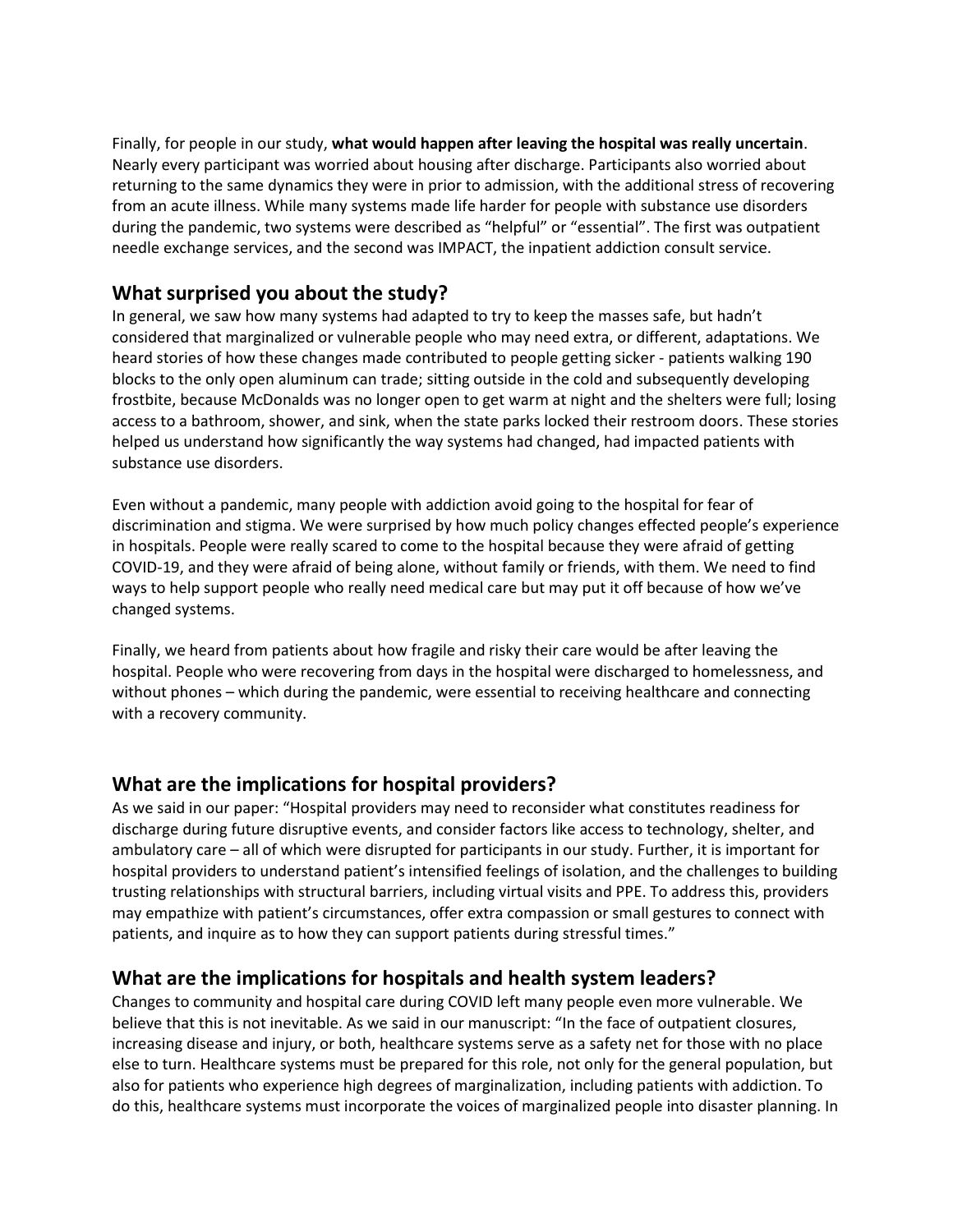Finally, for people in our study, **what would happen after leaving the hospital was really uncertain**. Nearly every participant was worried about housing after discharge. Participants also worried about returning to the same dynamics they were in prior to admission, with the additional stress of recovering from an acute illness. While many systems made life harder for people with substance use disorders during the pandemic, two systems were described as "helpful" or "essential". The first was outpatient needle exchange services, and the second was IMPACT, the inpatient addiction consult service.

## What surprised you about the study?

In general, we saw how many systems had adapted to try to keep the masses safe, but hadn't considered that marginalized or vulnerable people who may need extra, or different, adaptations. We heard stories of how these changes made contributed to people getting sicker - patients walking 190 blocks to the only open aluminum can trade; sitting outside in the cold and subsequently developing frostbite, because McDonalds was no longer open to get warm at night and the shelters were full; losing access to a bathroom, shower, and sink, when the state parks locked their restroom doors. These stories helped us understand how significantly the way systems had changed, had impacted patients with substance use disorders.

Even without a pandemic, many people with addiction avoid going to the hospital for fear of discrimination and stigma. We were surprised by how much policy changes effected people's experience in hospitals. People were really scared to come to the hospital because they were afraid of getting COVID-19, and they were afraid of being alone, without family or friends, with them. We need to find ways to help support people who really need medical care but may put it off because of how we've changed systems.

Finally, we heard from patients about how fragile and risky their care would be after leaving the hospital. People who were recovering from days in the hospital were discharged to homelessness, and without phones – which during the pandemic, were essential to receiving healthcare and connecting with a recovery community.

## What are the implications for hospital providers?

As we said in our paper: "Hospital providers may need to reconsider what constitutes readiness for discharge during future disruptive events, and consider factors like access to technology, shelter, and ambulatory care – all of which were disrupted for participants in our study. Further, it is important for hospital providers to understand patient's intensified feelings of isolation, and the challenges to building trusting relationships with structural barriers, including virtual visits and PPE. To address this, providers may empathize with patient's circumstances, offer extra compassion or small gestures to connect with patients, and inquire as to how they can support patients during stressful times."

## What are the implications for hospitals and health system leaders?

Changes to community and hospital care during COVID left many people even more vulnerable. We believe that this is not inevitable. As we said in our manuscript: "In the face of outpatient closures, increasing disease and injury, or both, healthcare systems serve as a safety net for those with no place else to turn. Healthcare systems must be prepared for this role, not only for the general population, but also for patients who experience high degrees of marginalization, including patients with addiction. To do this, healthcare systems must incorporate the voices of marginalized people into disaster planning. In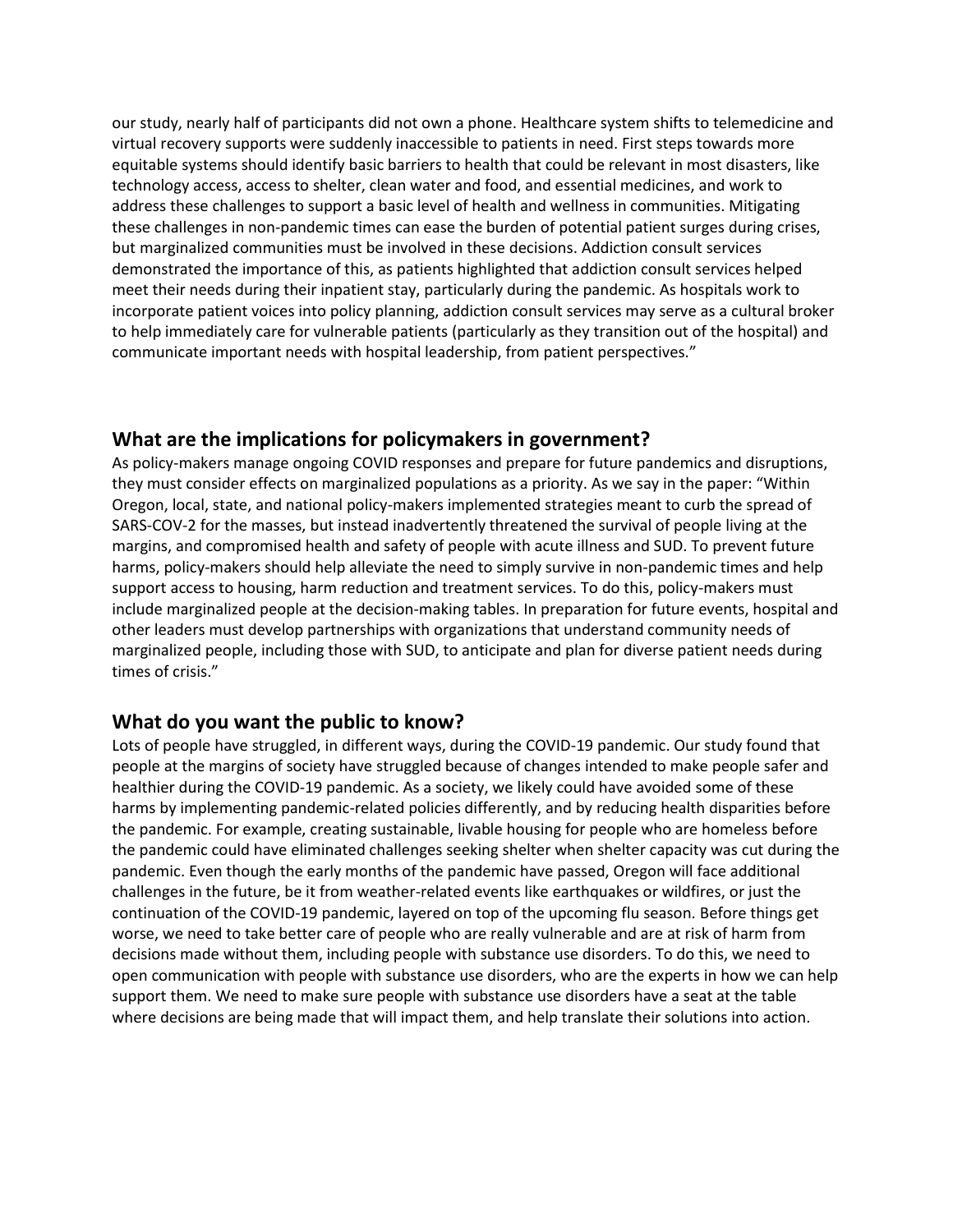our study, nearly half of participants did not own a phone. Healthcare system shifts to telemedicine and virtual recovery supports were suddenly inaccessible to patients in need. First steps towards more equitable systems should identify basic barriers to health that could be relevant in most disasters, like technology access, access to shelter, clean water and food, and essential medicines, and work to address these challenges to support a basic level of health and wellness in communities. Mitigating these challenges in non-pandemic times can ease the burden of potential patient surges during crises, but marginalized communities must be involved in these decisions. Addiction consult services demonstrated the importance of this, as patients highlighted that addiction consult services helped meet their needs during their inpatient stay, particularly during the pandemic. As hospitals work to incorporate patient voices into policy planning, addiction consult services may serve as a cultural broker to help immediately care for vulnerable patients (particularly as they transition out of the hospital) and communicate important needs with hospital leadership, from patient perspectives."

## What are the implications for policymakers in government?

As policy-makers manage ongoing COVID responses and prepare for future pandemics and disruptions, they must consider effects on marginalized populations as a priority. As we say in the paper: "Within Oregon, local, state, and national policy-makers implemented strategies meant to curb the spread of SARS-COV-2 for the masses, but instead inadvertently threatened the survival of people living at the margins, and compromised health and safety of people with acute illness and SUD. To prevent future harms, policy-makers should help alleviate the need to simply survive in non-pandemic times and help support access to housing, harm reduction and treatment services. To do this, policy-makers must include marginalized people at the decision-making tables. In preparation for future events, hospital and other leaders must develop partnerships with organizations that understand community needs of marginalized people, including those with SUD, to anticipate and plan for diverse patient needs during times of crisis."

## What do you want the public to know?

Lots of people have struggled, in different ways, during the COVID-19 pandemic. Our study found that people at the margins of society have struggled because of changes intended to make people safer and healthier during the COVID-19 pandemic. As a society, we likely could have avoided some of these harms by implementing pandemic-related policies differently, and by reducing health disparities before the pandemic. For example, creating sustainable, livable housing for people who are homeless before the pandemic could have eliminated challenges seeking shelter when shelter capacity was cut during the pandemic. Even though the early months of the pandemic have passed, Oregon will face additional challenges in the future, be it from weather-related events like earthquakes or wildfires, or just the continuation of the COVID-19 pandemic, layered on top of the upcoming flu season. Before things get worse, we need to take better care of people who are really vulnerable and are at risk of harm from decisions made without them, including people with substance use disorders. To do this, we need to open communication with people with substance use disorders, who are the experts in how we can help support them. We need to make sure people with substance use disorders have a seat at the table where decisions are being made that will impact them, and help translate their solutions into action.